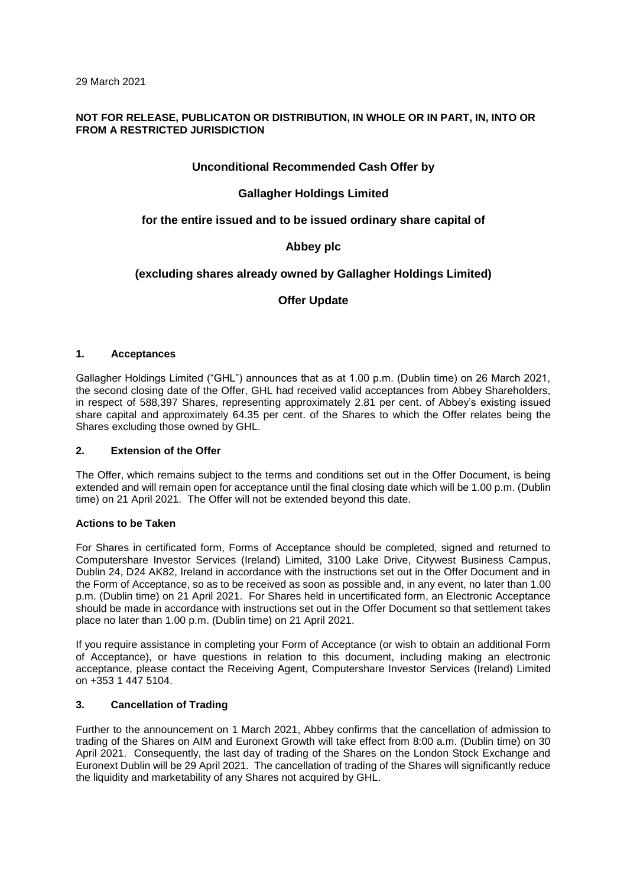29 March 2021

**NOT FOR RELEASE, PUBLICATON OR DISTRIBUTION, IN WHOLE OR IN PART, IN, INTO OR FROM A RESTRICTED JURISDICTION**

**Unconditional Recommended Cash Offer by**

**Gallagher Holdings Limited**

**for the entire issued and to be issued ordinary share capital of**

**Abbey plc**

**(excluding shares already owned by Gallagher Holdings Limited)**

**Offer Update**

## 1. Acceptances

Gallagher Holdings Limited ("GHL") announces that as at 1.00 p.m. (Dublin time) on 26 March 2021, the second closing date of the Offer, GHL had received valid acceptances from Abbey Shareholders, in respect of 588,397 Shares, representing approximately 2.81 per cent. of Abbey's existing issued share capital and approximately 64.35 per cent. of the Shares to which the Offer relates being the Shares excluding those owned by GHL.

## 2. Extension of the Offer

The Offer, which remains subject to the terms and conditions set out in the Offer Document, is being extended and will remain open for acceptance until the final closing date which will be 1.00 p.m. (Dublin time) on 21 April 2021. The Offer will not be extended beyond this date.

### Actions to be Taken

For Shares in certificated form, Forms of Acceptance should be completed, signed and returned to Computershare Investor Services (Ireland) Limited, 3100 Lake Drive, Citywest Business Campus, Dublin 24, D24 AK82, Ireland in accordance with the instructions set out in the Offer Document and in the Form of Acceptance, so as to be received as soon as possible and, in any event, no later than 1.00 p.m. (Dublin time) on 21 April 2021. For Shares held in uncertificated form, an Electronic Acceptance should be made in accordance with instructions set out in the Offer Document so that settlement takes place no later than 1.00 p.m. (Dublin time) on 21 April 2021.

If you require assistance in completing your Form of Acceptance (or wish to obtain an additional Form of Acceptance), or have questions in relation to this document, including making an electronic acceptance, please contact the Receiving Agent, Computershare Investor Services (Ireland) Limited on +353 1 447 5104.

## 3. Cancellation of Trading

Further to the announcement on 1 March 2021, Abbey confirms that the cancellation of admission to trading of the Shares on AIM and Euronext Growth will take effect from 8:00 a.m. (Dublin time) on 30 April 2021. Consequently, the last day of trading of the Shares on the London Stock Exchange and Euronext Dublin will be 29 April 2021. The cancellation of trading of the Shares will significantly reduce the liquidity and marketability of any Shares not acquired by GHL.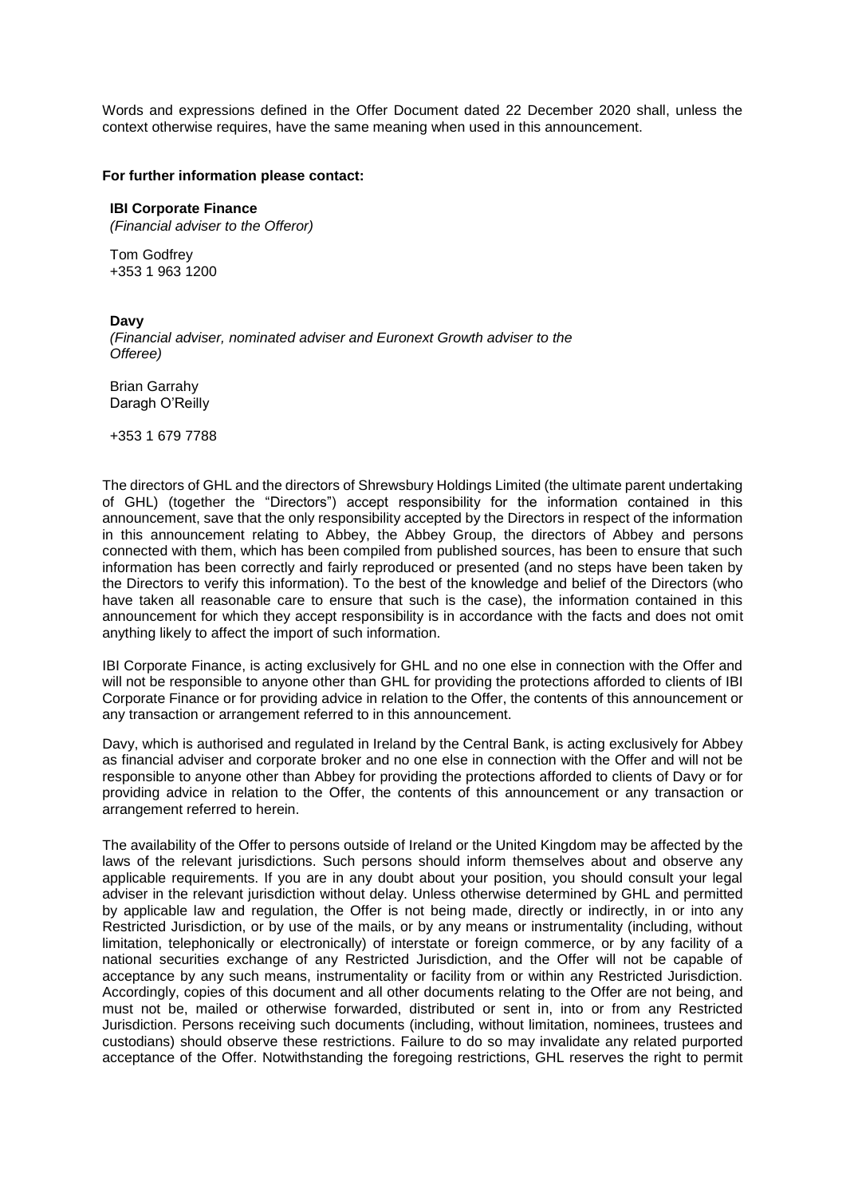Words and expressions defined in the Offer Document dated 22 December 2020 shall, unless the context otherwise requires, have the same meaning when used in this announcement.

**For further information please contact:**

**IBI Corporate Finance**
*(Financial adviser to the Offeror)*

Tom Godfrey
+353 1 963 1200

**Davy**
*(Financial adviser, nominated adviser and Euronext Growth adviser to the Offeree)*

Brian Garrahy
Daragh O'Reilly

+353 1 679 7788

The directors of GHL and the directors of Shrewsbury Holdings Limited (the ultimate parent undertaking of GHL) (together the "Directors") accept responsibility for the information contained in this announcement, save that the only responsibility accepted by the Directors in respect of the information in this announcement relating to Abbey, the Abbey Group, the directors of Abbey and persons connected with them, which has been compiled from published sources, has been to ensure that such information has been correctly and fairly reproduced or presented (and no steps have been taken by the Directors to verify this information). To the best of the knowledge and belief of the Directors (who have taken all reasonable care to ensure that such is the case), the information contained in this announcement for which they accept responsibility is in accordance with the facts and does not omit anything likely to affect the import of such information.

IBI Corporate Finance, is acting exclusively for GHL and no one else in connection with the Offer and will not be responsible to anyone other than GHL for providing the protections afforded to clients of IBI Corporate Finance or for providing advice in relation to the Offer, the contents of this announcement or any transaction or arrangement referred to in this announcement.

Davy, which is authorised and regulated in Ireland by the Central Bank, is acting exclusively for Abbey as financial adviser and corporate broker and no one else in connection with the Offer and will not be responsible to anyone other than Abbey for providing the protections afforded to clients of Davy or for providing advice in relation to the Offer, the contents of this announcement or any transaction or arrangement referred to herein.

The availability of the Offer to persons outside of Ireland or the United Kingdom may be affected by the laws of the relevant jurisdictions. Such persons should inform themselves about and observe any applicable requirements. If you are in any doubt about your position, you should consult your legal adviser in the relevant jurisdiction without delay. Unless otherwise determined by GHL and permitted by applicable law and regulation, the Offer is not being made, directly or indirectly, in or into any Restricted Jurisdiction, or by use of the mails, or by any means or instrumentality (including, without limitation, telephonically or electronically) of interstate or foreign commerce, or by any facility of a national securities exchange of any Restricted Jurisdiction, and the Offer will not be capable of acceptance by any such means, instrumentality or facility from or within any Restricted Jurisdiction. Accordingly, copies of this document and all other documents relating to the Offer are not being, and must not be, mailed or otherwise forwarded, distributed or sent in, into or from any Restricted Jurisdiction. Persons receiving such documents (including, without limitation, nominees, trustees and custodians) should observe these restrictions. Failure to do so may invalidate any related purported acceptance of the Offer. Notwithstanding the foregoing restrictions, GHL reserves the right to permit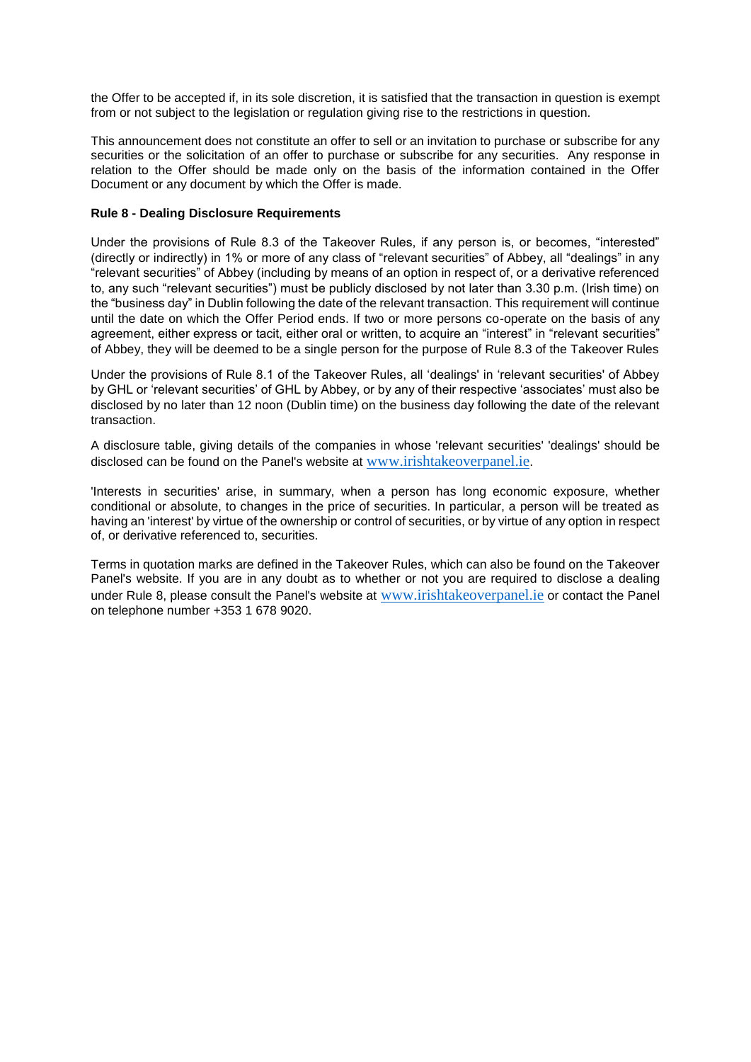the Offer to be accepted if, in its sole discretion, it is satisfied that the transaction in question is exempt from or not subject to the legislation or regulation giving rise to the restrictions in question.

This announcement does not constitute an offer to sell or an invitation to purchase or subscribe for any securities or the solicitation of an offer to purchase or subscribe for any securities. Any response in relation to the Offer should be made only on the basis of the information contained in the Offer Document or any document by which the Offer is made.

**Rule 8 - Dealing Disclosure Requirements**

Under the provisions of Rule 8.3 of the Takeover Rules, if any person is, or becomes, "interested" (directly or indirectly) in 1% or more of any class of "relevant securities" of Abbey, all "dealings" in any "relevant securities" of Abbey (including by means of an option in respect of, or a derivative referenced to, any such "relevant securities") must be publicly disclosed by not later than 3.30 p.m. (Irish time) on the "business day" in Dublin following the date of the relevant transaction. This requirement will continue until the date on which the Offer Period ends. If two or more persons co-operate on the basis of any agreement, either express or tacit, either oral or written, to acquire an "interest" in "relevant securities" of Abbey, they will be deemed to be a single person for the purpose of Rule 8.3 of the Takeover Rules

Under the provisions of Rule 8.1 of the Takeover Rules, all 'dealings' in 'relevant securities' of Abbey by GHL or 'relevant securities' of GHL by Abbey, or by any of their respective 'associates' must also be disclosed by no later than 12 noon (Dublin time) on the business day following the date of the relevant transaction.

A disclosure table, giving details of the companies in whose 'relevant securities' 'dealings' should be disclosed can be found on the Panel's website at www.irishtakeoverpanel.ie.

'Interests in securities' arise, in summary, when a person has long economic exposure, whether conditional or absolute, to changes in the price of securities. In particular, a person will be treated as having an 'interest' by virtue of the ownership or control of securities, or by virtue of any option in respect of, or derivative referenced to, securities.

Terms in quotation marks are defined in the Takeover Rules, which can also be found on the Takeover Panel's website. If you are in any doubt as to whether or not you are required to disclose a dealing under Rule 8, please consult the Panel's website at www.irishtakeoverpanel.ie or contact the Panel on telephone number +353 1 678 9020.